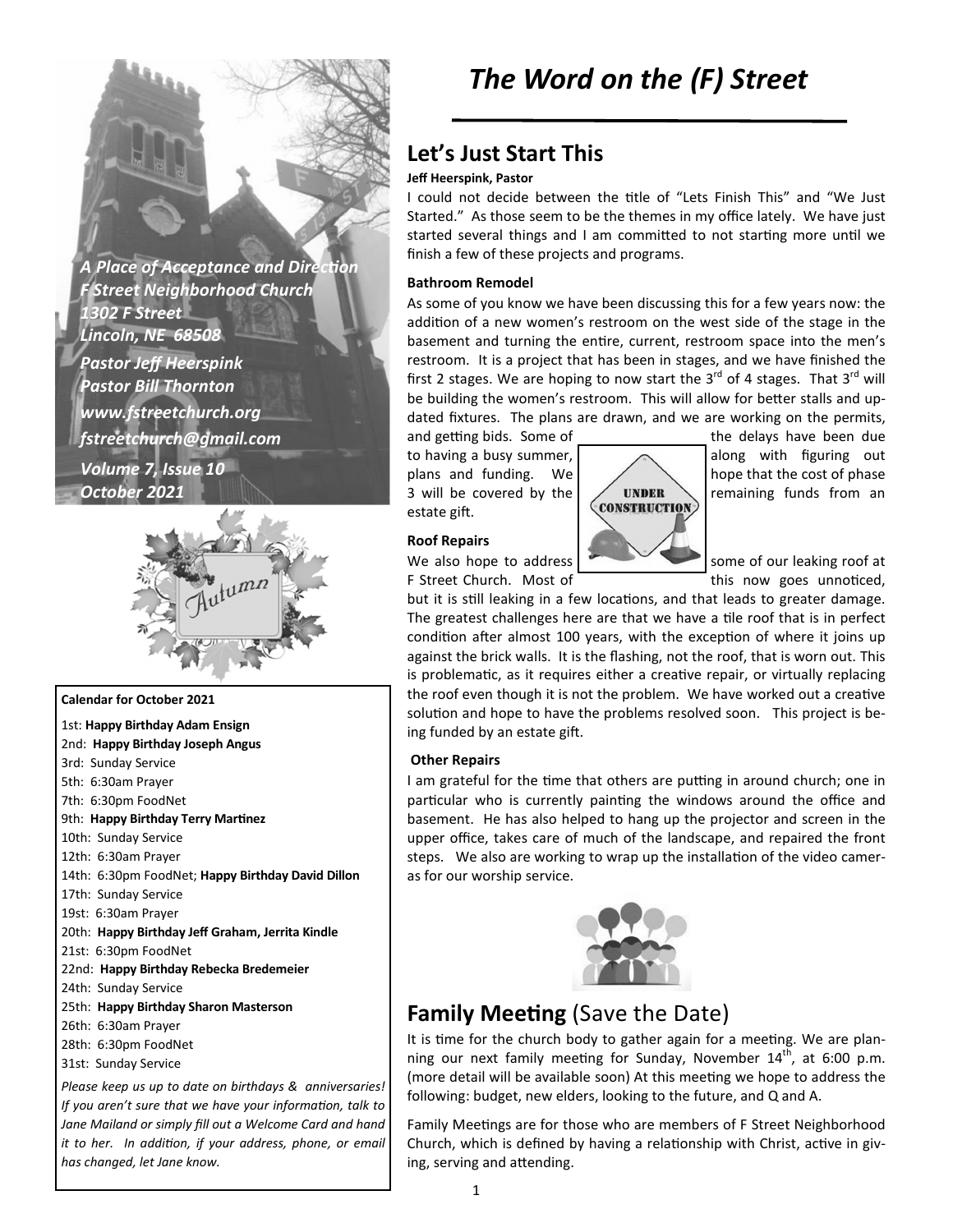*A Place of Acceptance and Direction*
*F Street Neighborhood Church*
*1302 F Street*
*Lincoln, NE 68508*
*Pastor Jeff Heerspink*
*Pastor Bill Thornton*
*www.fstreetchurch.org*
*fstreetchurch@gmail.com*
*Volume 7, Issue 10*
*October 2021*

**Calendar for October 2021**

1st: **Happy Birthday Adam Ensign**
2nd: **Happy Birthday Joseph Angus**
3rd: Sunday Service
5th: 6:30am Prayer
7th: 6:30pm FoodNet
9th: **Happy Birthday Terry Martinez**
10th: Sunday Service
12th: 6:30am Prayer
14th: 6:30pm FoodNet; **Happy Birthday David Dillon**
17th: Sunday Service
19st: 6:30am Prayer
20th: **Happy Birthday Jeff Graham, Jerrita Kindle**
21st: 6:30pm FoodNet
22nd: **Happy Birthday Rebecka Bredemeier**
24th: Sunday Service
25th: **Happy Birthday Sharon Masterson**
26th: 6:30am Prayer
28th: 6:30pm FoodNet
31st: Sunday Service

*Please keep us up to date on birthdays & anniversaries! If you aren't sure that we have your information, talk to Jane Mailand or simply fill out a Welcome Card and hand it to her. In addition, if your address, phone, or email has changed, let Jane know.*

# *The Word on the (F) Street*

## Let's Just Start This

**Jeff Heerspink, Pastor**

I could not decide between the title of "Lets Finish This" and "We Just Started." As those seem to be the themes in my office lately. We have just started several things and I am committed to not starting more until we finish a few of these projects and programs.

**Bathroom Remodel**

As some of you know we have been discussing this for a few years now: the addition of a new women's restroom on the west side of the stage in the basement and turning the entire, current, restroom space into the men's restroom. It is a project that has been in stages, and we have finished the first 2 stages. We are hoping to now start the 3rd of 4 stages. That 3rd will be building the men's restroom. This will allow for better stalls and updated fixtures. The plans are drawn, and we are working on the permits, and getting bids. Some of the delays have been due to having a busy summer, along with figuring out plans and funding. We hope that the cost of phase 3 will be covered by the remaining funds from an estate gift.

**Roof Repairs**

We also hope to address some of our leaking roof at F Street Church. Most of this now goes unnoticed, but it is still leaking in a few locations, and that leads to greater damage. The greatest challenges here are that we have a tile roof that is in perfect condition after almost 100 years, with the exception of where it joins up against the brick walls. It is the flashing, not the roof, that is worn out. This is problematic, as it requires either a creative repair, or virtually replacing the roof even though it is not the problem. We have worked out a creative solution and hope to have the problems resolved soon. This project is being funded by an estate gift.

**Other Repairs**

I am grateful for the time that others are putting in around church; one in particular who is currently painting the windows around the office and basement. He has also helped to hang up the projector and screen in the upper office, takes care of much of the landscape, and repaired the front steps. We also are working to wrap up the installation of the video cameras for our worship service.

## Family Meeting (Save the Date)

It is time for the church body to gather again for a meeting. We are planning our next family meeting for Sunday, November 14th, at 6:00 p.m. (more detail will be available soon) At this meeting we hope to address the following: budget, new elders, looking to the future, and Q and A.

Family Meetings are for those who are members of F Street Neighborhood Church, which is defined by having a relationship with Christ, active in giving, serving and attending.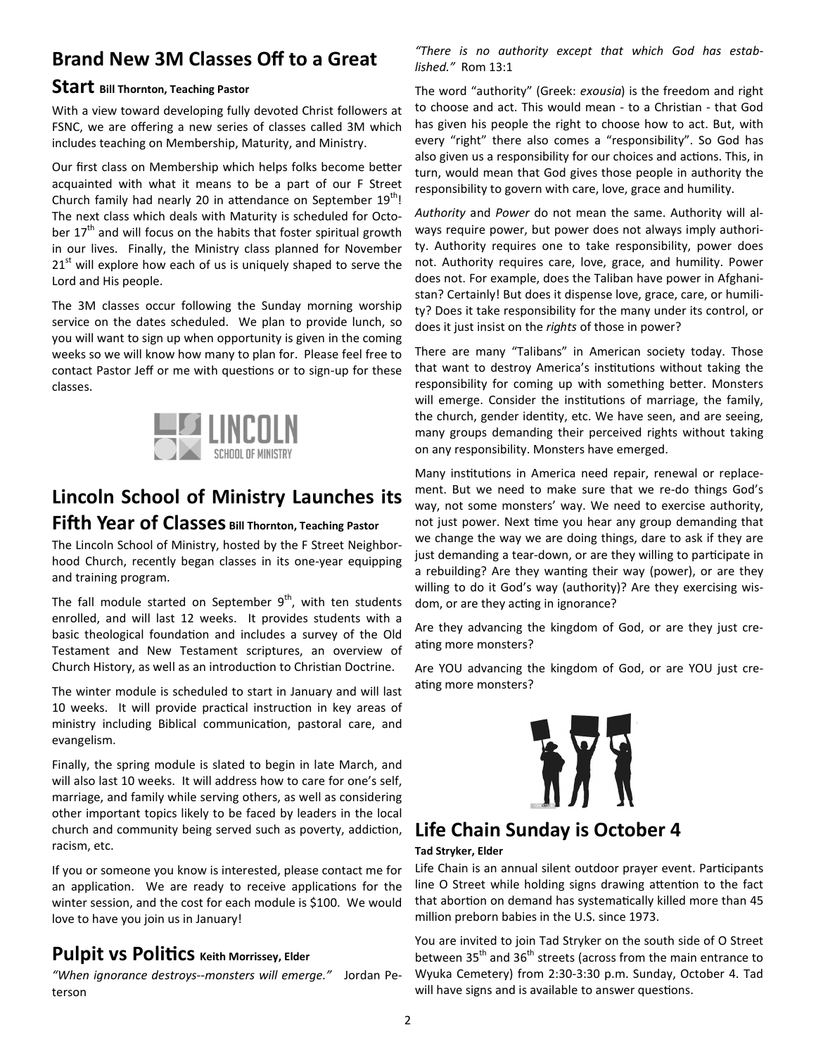## Brand New 3M Classes Off to a Great Start

**Bill Thornton, Teaching Pastor**

With a view toward developing fully devoted Christ followers at FSNC, we are offering a new series of classes called 3M which includes teaching on Membership, Maturity, and Ministry.

Our first class on Membership which helps folks become better acquainted with what it means to be a part of our F Street Church family had nearly 20 in attendance on September 19th! The next class which deals with Maturity is scheduled for October 17th and will focus on the habits that foster spiritual growth in our lives. Finally, the Ministry class planned for November 21st will explore how each of us is uniquely shaped to serve the Lord and His people.

The 3M classes occur following the Sunday morning worship service on the dates scheduled. We plan to provide lunch, so you will want to sign up when opportunity is given in the coming weeks so we will know how many to plan for. Please feel free to contact Pastor Jeff or me with questions or to sign-up for these classes.

LINCOLN SCHOOL OF MINISTRY

## Lincoln School of Ministry Launches its Fifth Year of Classes

**Bill Thornton, Teaching Pastor**

The Lincoln School of Ministry, hosted by the F Street Neighborhood Church, recently began classes in its one-year equipping and training program.

The fall module started on September 9th, with ten students enrolled, and will last 12 weeks. It provides students with a basic theological foundation and includes a survey of the Old Testament and New Testament scriptures, an overview of Church History, as well as an introduction to Christian Doctrine.

The winter module is scheduled to start in January and will last 10 weeks. It will provide practical instruction in key areas of ministry including Biblical communication, pastoral care, and evangelism.

Finally, the spring module is slated to begin in late March, and will also last 10 weeks. It will address how to care for one's self, marriage, and family while serving others, as well as considering other important topics likely to be faced by leaders in the local church and community being served such as poverty, addiction, racism, etc.

If you or someone you know is interested, please contact me for an application. We are ready to receive applications for the winter session, and the cost for each module is $100. We would love to have you join us in January!

## Pulpit vs Politics

**Keith Morrissey, Elder**

*"When ignorance destroys--monsters will emerge."* Jordan Peterson

*"There is no authority except that which God has established."* Rom 13:1

The word "authority" (Greek: *exousia*) is the freedom and right to choose and act. This would mean - to a Christian - that God has given his people the right to choose how to act. But, with every "right" there also comes a "responsibility". So God has also given us a responsibility for our choices and actions. This, in turn, would mean that God gives those people in authority the responsibility to govern with care, love, grace and humility.

*Authority* and *Power* do not mean the same. Authority will always require power, but power does not always imply authority. Authority requires one to take responsibility, power does not. Authority requires care, love, grace, and humility. Power does not. For example, does the Taliban have power in Afghanistan? Certainly! But does it dispense love, grace, care, or humility? Does it take responsibility for the many under its control, or does it just insist on the *rights* of those in power?

There are many "Talibans" in American society today. Those that want to destroy America's institutions without taking the responsibility for coming up with something better. Monsters will emerge. Consider the institutions of marriage, the family, the church, gender identity, etc. We have seen, and are seeing, many groups demanding their perceived rights without taking on any responsibility. Monsters have emerged.

Many institutions in America need repair, renewal or replacement. But we need to make sure that we re-do things God's way, not some monsters' way. We need to exercise authority, not just power. Next time you hear any group demanding that we change the way we are doing things, dare to ask if they are just demanding a tear-down, or are they willing to participate in a rebuilding? Are they wanting their way (power), or are they willing to do it God's way (authority)? Are they exercising wisdom, or are they acting in ignorance?

Are they advancing the kingdom of God, or are they just creating more monsters?

Are YOU advancing the kingdom of God, or are YOU just creating more monsters?

## Life Chain Sunday is October 4

**Tad Stryker, Elder**

Life Chain is an annual silent outdoor prayer event. Participants line O Street while holding signs drawing attention to the fact that abortion on demand has systematically killed more than 45 million preborn babies in the U.S. since 1973.

You are invited to join Tad Stryker on the south side of O Street between 35th and 36th streets (across from the main entrance to Wyuka Cemetery) from 2:30-3:30 p.m. Sunday, October 4. Tad will have signs and is available to answer questions.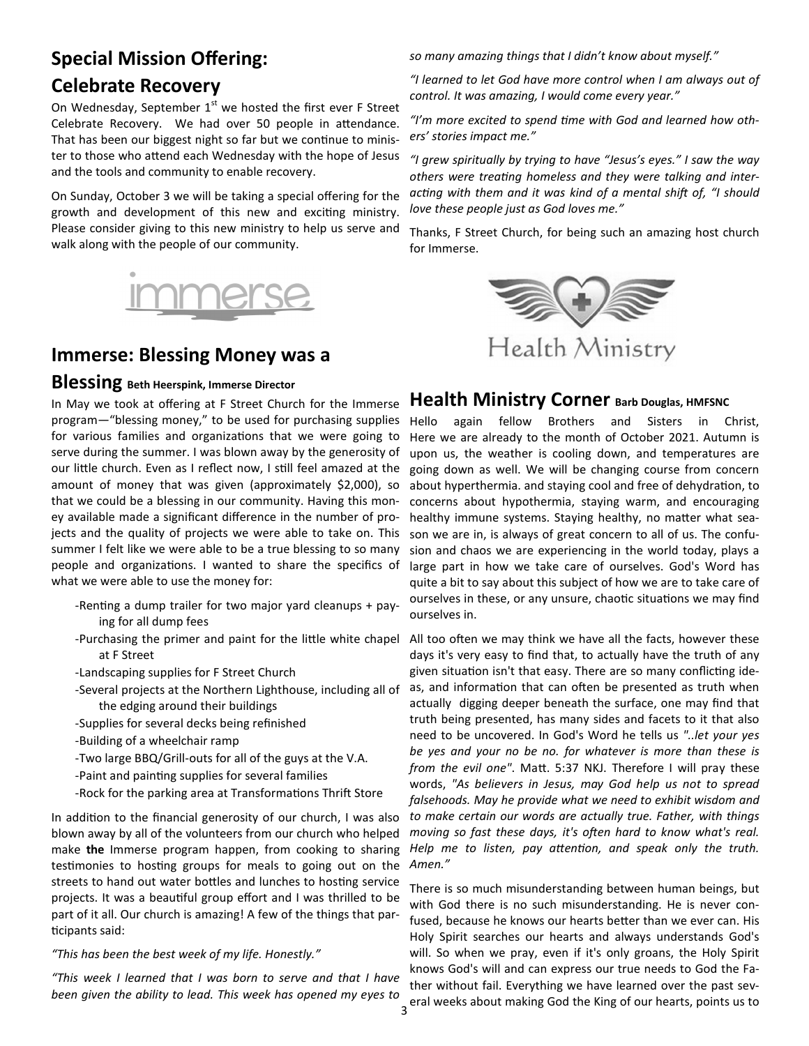## Special Mission Offering: Celebrate Recovery

On Wednesday, September 1st we hosted the first ever F Street Celebrate Recovery. We had over 50 people in attendance. That has been our biggest night so far but we continue to minister to those who attend each Wednesday with the hope of Jesus and the tools and community to enable recovery.

On Sunday, October 3 we will be taking a special offering for the growth and development of this new and exciting ministry. Please consider giving to this new ministry to help us serve and walk along with the people of our community.

## Immerse: Blessing Money was a Blessing **Beth Heerspink, Immerse Director**

In May we took at offering at F Street Church for the Immerse program—"blessing money," to be used for purchasing supplies for various families and organizations that we were going to serve during the summer. I was blown away by the generosity of our little church. Even as I reflect now, I still feel amazed at the amount of money that was given (approximately $2,000), so that we could be a blessing in our community. Having this money available made a significant difference in the number of projects and the quality of projects we were able to take on. This summer I felt like we were able to be a true blessing to so many people and organizations. I wanted to share the specifics of what we were able to use the money for:

- -Renting a dump trailer for two major yard cleanups + paying for all dump fees
- -Purchasing the primer and paint for the little white chapel at F Street
- -Landscaping supplies for F Street Church
- -Several projects at the Northern Lighthouse, including all of the edging around their buildings
- -Supplies for several decks being refinished
- -Building of a wheelchair ramp
- -Two large BBQ/Grill-outs for all of the guys at the V.A.
- -Paint and painting supplies for several families
- -Rock for the parking area at Transformations Thrift Store

In addition to the financial generosity of our church, I was also blown away by all of the volunteers from our church who helped make **the** Immerse program happen, from cooking to sharing testimonies to hosting groups for meals to going out on the streets to hand out water bottles and lunches to hosting service projects. It was a beautiful group effort and I was thrilled to be part of it all. Our church is amazing! A few of the things that participants said:

*"This has been the best week of my life. Honestly."*

*"This week I learned that I was born to serve and that I have been given the ability to lead. This week has opened my eyes to so many amazing things that I didn't know about myself."*

*"I learned to let God have more control when I am always out of control. It was amazing, I would come every year."*

*"I'm more excited to spend time with God and learned how others' stories impact me."*

*"I grew spiritually by trying to have "Jesus's eyes." I saw the way others were treating homeless and they were talking and interacting with them and it was kind of a mental shift of, "I should love these people just as God loves me."*

Thanks, F Street Church, for being such an amazing host church for Immerse.

## Health Ministry Corner **Barb Douglas, HMFSNC**

Hello again fellow Brothers and Sisters in Christ, Here we are already to the month of October 2021. Autumn is upon us, the weather is cooling down, and temperatures are going down as well. We will be changing course from concern about hyperthermia. and staying cool and free of dehydration, to concerns about hypothermia, staying warm, and encouraging healthy immune systems. Staying healthy, no matter what season we are in, is always of great concern to all of us. The confusion and chaos we are experiencing in the world today, plays a large part in how we take care of ourselves. God's Word has quite a bit to say about this subject of how we are to take care of ourselves in these, or any unsure, chaotic situations we may find ourselves in.

All too often we may think we have all the facts, however these days it's very easy to find that, to actually have the truth of any given situation isn't that easy. There are so many conflicting ideas, and information that can often be presented as truth when actually digging deeper beneath the surface, one may find that truth being presented, has many sides and facets to it that also need to be uncovered. In God's Word he tells us *"..let your yes be yes and your no be no. for whatever is more than these is from the evil one"*. Matt. 5:37 NKJ. Therefore I will pray these words, *"As believers in Jesus, may God help us not to spread falsehoods. May he provide what we need to exhibit wisdom and to make certain our words are actually true. Father, with things moving so fast these days, it's often hard to know what's real. Help me to listen, pay attention, and speak only the truth. Amen."*

There is so much misunderstanding between human beings, but with God there is no such misunderstanding. He is never confused, because he knows our hearts better than we ever can. His Holy Spirit searches our hearts and always understands God's will. So when we pray, even if it's only groans, the Holy Spirit knows God's will and can express our true needs to God the Father without fail. Everything we have learned over the past several weeks about making God the King of our hearts, points us to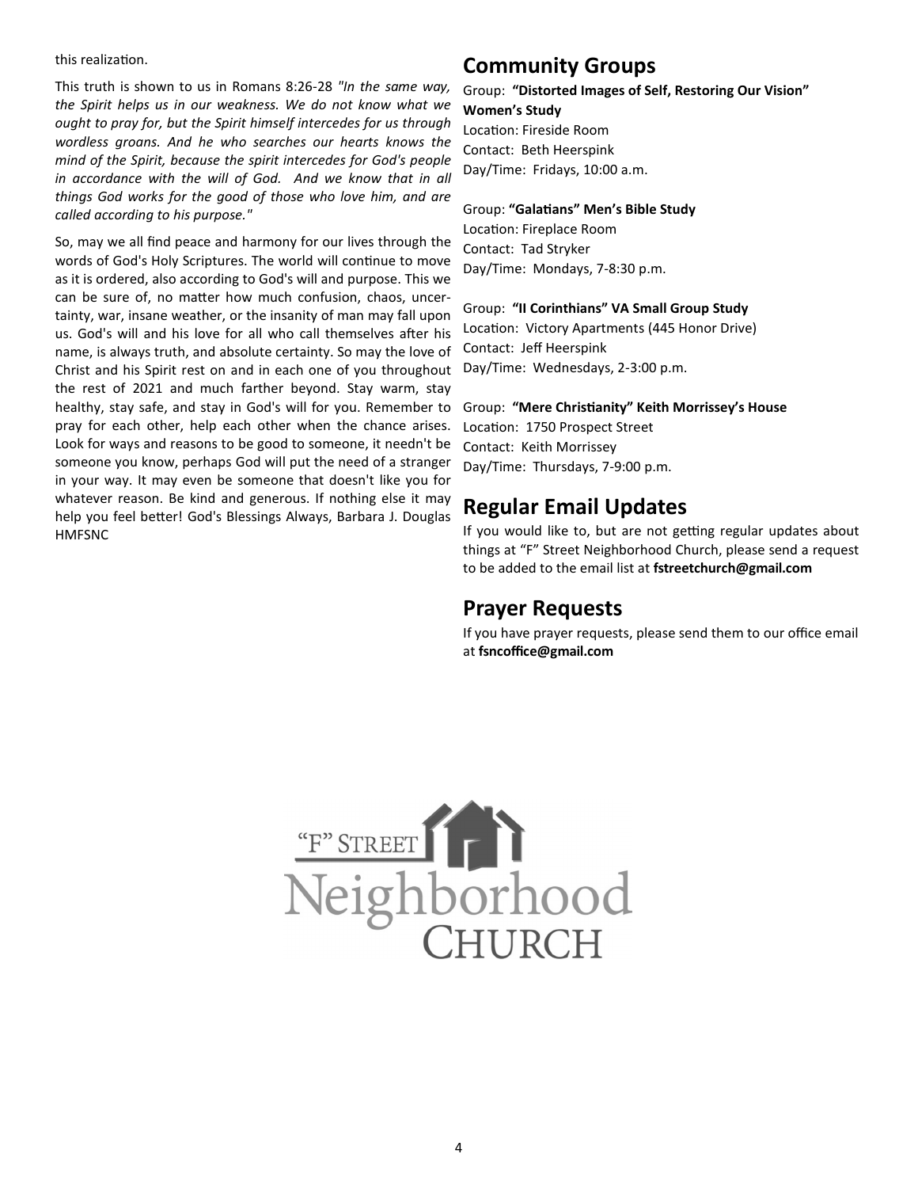this realization.

This truth is shown to us in Romans 8:26-28 *"In the same way, the Spirit helps us in our weakness. We do not know what we ought to pray for, but the Spirit himself intercedes for us through wordless groans. And he who searches our hearts knows the mind of the Spirit, because the spirit intercedes for God's people in accordance with the will of God. And we know that in all things God works for the good of those who love him, and are called according to his purpose."*

So, may we all find peace and harmony for our lives through the words of God's Holy Scriptures. The world will continue to move as it is ordered, also according to God's will and purpose. This we can be sure of, no matter how much confusion, chaos, uncertainty, war, insane weather, or the insanity of man may fall upon us. God's will and his love for all who call themselves after his name, is always truth, and absolute certainty. So may the love of Christ and his Spirit rest on and in each one of you throughout the rest of 2021 and much farther beyond. Stay warm, stay healthy, stay safe, and stay in God's will for you. Remember to pray for each other, help each other when the chance arises. Look for ways and reasons to be good to someone, it needn't be someone you know, perhaps God will put the need of a stranger in your way. It may even be someone that doesn't like you for whatever reason. Be kind and generous. If nothing else it may help you feel better! God's Blessings Always, Barbara J. Douglas HMFSNC

## Community Groups

Group: **"Distorted Images of Self, Restoring Our Vision" Women's Study**
Location: Fireside Room
Contact: Beth Heerspink
Day/Time: Fridays, 10:00 a.m.

Group: **"Galatians" Men's Bible Study**
Location: Fireplace Room
Contact: Tad Stryker
Day/Time: Mondays, 7-8:30 p.m.

Group: **"II Corinthians" VA Small Group Study**
Location: Victory Apartments (445 Honor Drive)
Contact: Jeff Heerspink
Day/Time: Wednesdays, 2-3:00 p.m.

Group: **"Mere Christianity" Keith Morrissey's House**
Location: 1750 Prospect Street
Contact: Keith Morrissey
Day/Time: Thursdays, 7-9:00 p.m.

## Regular Email Updates

If you would like to, but are not getting regular updates about things at "F" Street Neighborhood Church, please send a request to be added to the email list at **fstreetchurch@gmail.com**

## Prayer Requests

If you have prayer requests, please send them to our office email at **fsncoffice@gmail.com**

"F" STREET Neighborhood CHURCH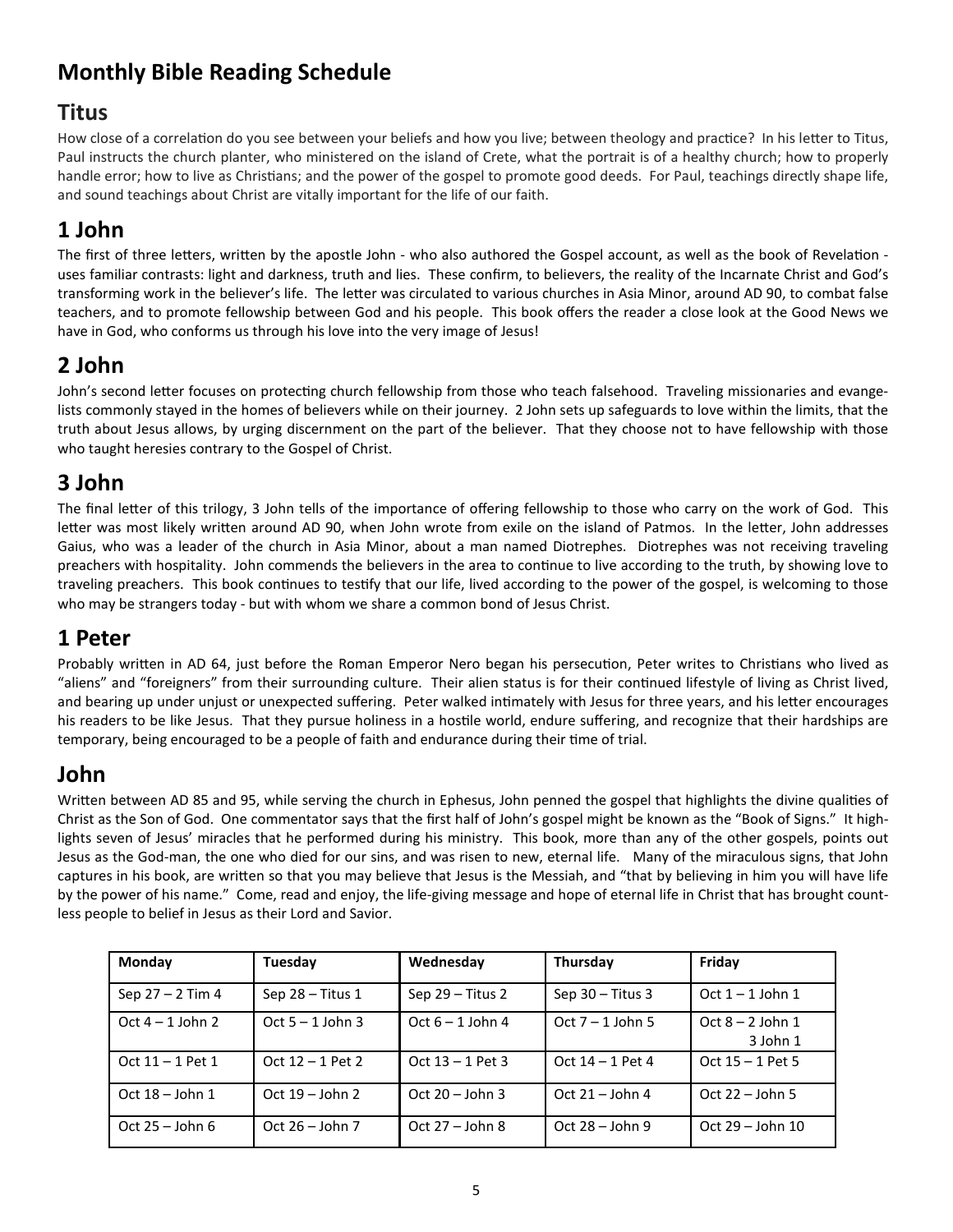# Monthly Bible Reading Schedule

## Titus

How close of a correlation do you see between your beliefs and how you live; between theology and practice? In his letter to Titus, Paul instructs the church planter, who ministered on the island of Crete, what the portrait is of a healthy church; how to properly handle error; how to live as Christians; and the power of the gospel to promote good deeds. For Paul, teachings directly shape life, and sound teachings about Christ are vitally important for the life of our faith.

## 1 John

The first of three letters, written by the apostle John - who also authored the Gospel account, as well as the book of Revelation - uses familiar contrasts: light and darkness, truth and lies. These confirm, to believers, the reality of the Incarnate Christ and God's transforming work in the believer's life. The letter was circulated to various churches in Asia Minor, around AD 90, to combat false teachers, and to promote fellowship between God and his people. This book offers the reader a close look at the Good News we have in God, who conforms us through his love into the very image of Jesus!

## 2 John

John's second letter focuses on protecting church fellowship from those who teach falsehood. Traveling missionaries and evangelists commonly stayed in the homes of believers while on their journey. 2 John sets up safeguards to love within the limits, that the truth about Jesus allows, by urging discernment on the part of the believer. That they choose not to have fellowship with those who taught heresies contrary to the Gospel of Christ.

## 3 John

The final letter of this trilogy, 3 John tells of the importance of offering fellowship to those who carry on the work of God. This letter was most likely written around AD 90, when John wrote from exile on the island of Patmos. In the letter, John addresses Gaius, who was a leader of the church in Asia Minor, about a man named Diotrephes. Diotrephes was not receiving traveling preachers with hospitality. John commends the believers in the area to continue to live according to the truth, by showing love to traveling preachers. This book continues to testify that our life, lived according to the power of the gospel, is welcoming to those who may be strangers today - but with whom we share a common bond of Jesus Christ.

## 1 Peter

Probably written in AD 64, just before the Roman Emperor Nero began his persecution, Peter writes to Christians who lived as "aliens" and "foreigners" from their surrounding culture. Their alien status is for their continued lifestyle of living as Christ lived, and bearing up under unjust or unexpected suffering. Peter walked intimately with Jesus for three years, and his letter encourages his readers to be like Jesus. That they pursue holiness in a hostile world, endure suffering, and recognize that their hardships are temporary, being encouraged to be a people of faith and endurance during their time of trial.

## John

Written between AD 85 and 95, while serving the church in Ephesus, John penned the gospel that highlights the divine qualities of Christ as the Son of God. One commentator says that the first half of John's gospel might be known as the "Book of Signs." It highlights seven of Jesus' miracles that he performed during his ministry. This book, more than any of the other gospels, points out Jesus as the God-man, the one who died for our sins, and was risen to new, eternal life. Many of the miraculous signs, that John captures in his book, are written so that you may believe that Jesus is the Messiah, and "that by believing in him you will have life by the power of his name." Come, read and enjoy, the life-giving message and hope of eternal life in Christ that has brought countless people to belief in Jesus as their Lord and Savior.

| Monday | Tuesday | Wednesday | Thursday | Friday |
|---|---|---|---|---|
| Sep 27 – 2 Tim 4 | Sep 28 – Titus 1 | Sep 29 – Titus 2 | Sep 30 – Titus 3 | Oct 1 – 1 John 1 |
| Oct 4 – 1 John 2 | Oct 5 – 1 John 3 | Oct 6 – 1 John 4 | Oct 7 – 1 John 5 | Oct 8 – 2 John 1<br>3 John 1 |
| Oct 11 – 1 Pet 1 | Oct 12 – 1 Pet 2 | Oct 13 – 1 Pet 3 | Oct 14 – 1 Pet 4 | Oct 15 – 1 Pet 5 |
| Oct 18 – John 1 | Oct 19 – John 2 | Oct 20 – John 3 | Oct 21 – John 4 | Oct 22 – John 5 |
| Oct 25 – John 6 | Oct 26 – John 7 | Oct 27 – John 8 | Oct 28 – John 9 | Oct 29 – John 10 |